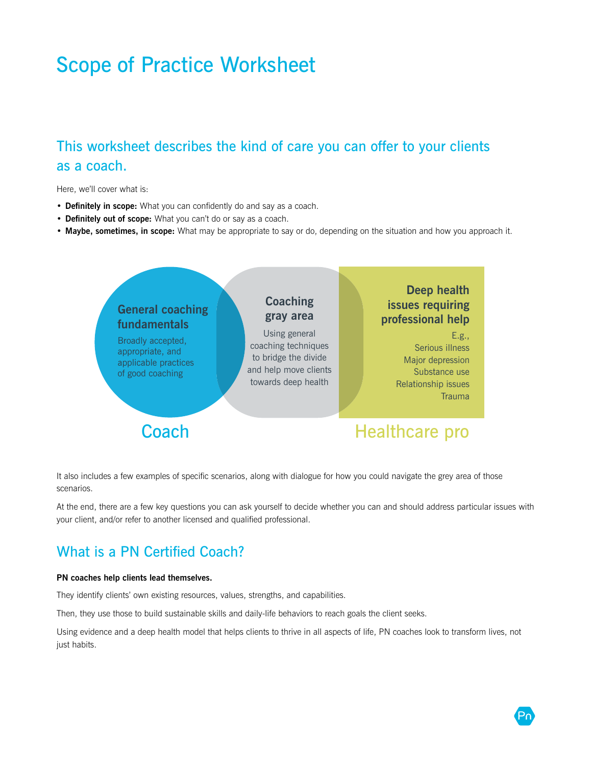# Scope of Practice Worksheet

## This worksheet describes the kind of care you can offer to your clients as a coach.

Here, we'll cover what is:

- **Definitely in scope:** What you can confidently do and say as a coach.
- **Definitely out of scope:** What you can't do or say as a coach.
- **Maybe, sometimes, in scope:** What may be appropriate to say or do, depending on the situation and how you approach it.

**General coaching fundamentals**
Broadly accepted, appropriate, and applicable practices of good coaching

**Coaching gray area**
Using general coaching techniques to bridge the divide and help move clients towards deep health

**Deep health issues requiring professional help**
E.g.,
Serious illness
Major depression
Substance use
Relationship issues
Trauma

Coach

Healthcare pro

It also includes a few examples of specific scenarios, along with dialogue for how you could navigate the grey area of those scenarios.

At the end, there are a few key questions you can ask yourself to decide whether you can and should address particular issues with your client, and/or refer to another licensed and qualified professional.

## What is a PN Certified Coach?

**PN coaches help clients lead themselves.**

They identify clients' own existing resources, values, strengths, and capabilities.

Then, they use those to build sustainable skills and daily-life behaviors to reach goals the client seeks.

Using evidence and a deep health model that helps clients to thrive in all aspects of life, PN coaches look to transform lives, not just habits.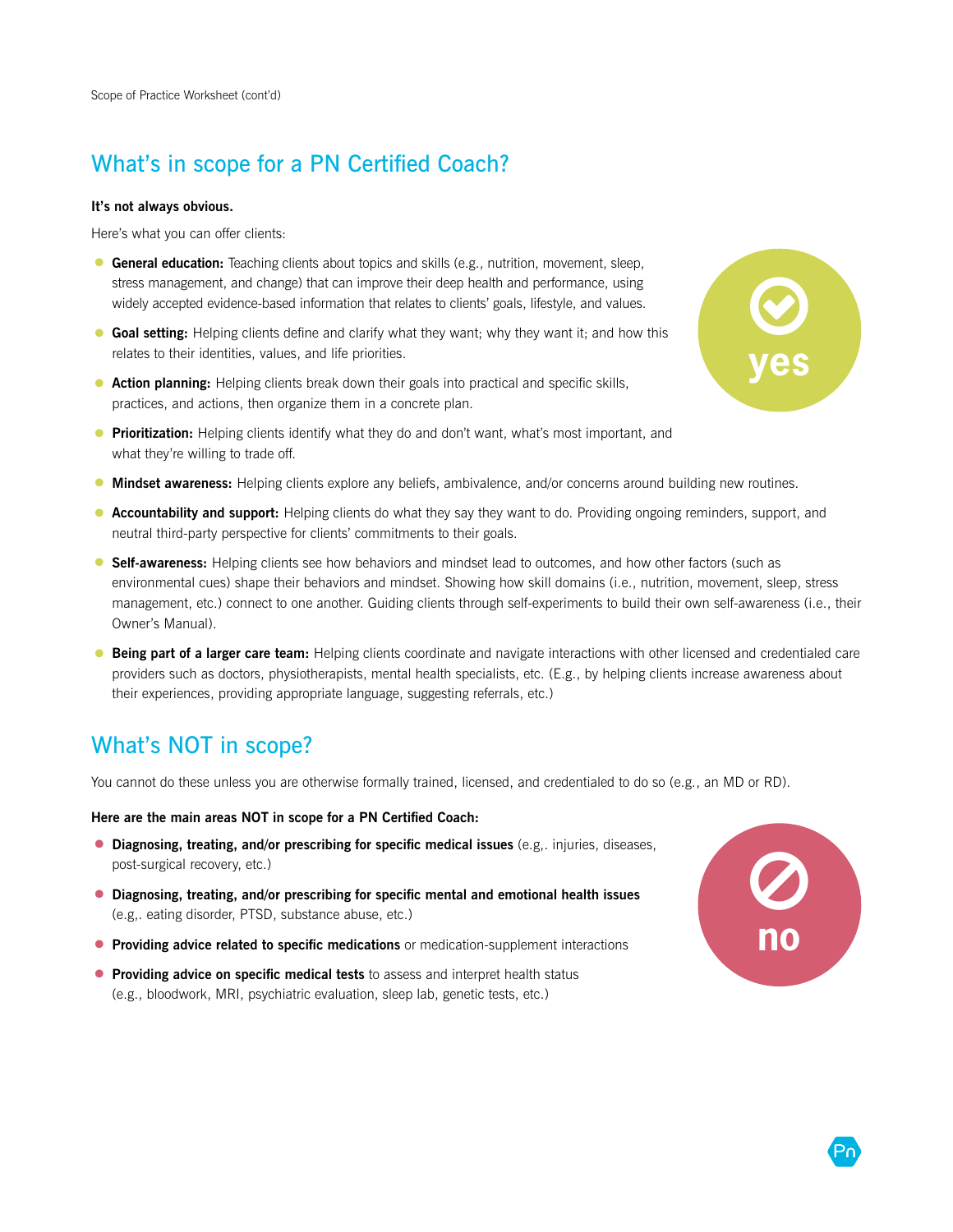## What's in scope for a PN Certified Coach?

**It's not always obvious.**

Here's what you can offer clients:

- **General education:** Teaching clients about topics and skills (e.g., nutrition, movement, sleep, stress management, and change) that can improve their deep health and performance, using widely accepted evidence-based information that relates to clients' goals, lifestyle, and values.
- **Goal setting:** Helping clients define and clarify what they want; why they want it; and how this relates to their identities, values, and life priorities.
- **Action planning:** Helping clients break down their goals into practical and specific skills, practices, and actions, then organize them in a concrete plan.
- **Prioritization:** Helping clients identify what they do and don't want, what's most important, and what they're willing to trade off.
- **Mindset awareness:** Helping clients explore any beliefs, ambivalence, and/or concerns around building new routines.
- **Accountability and support:** Helping clients do what they say they want to do. Providing ongoing reminders, support, and neutral third-party perspective for clients' commitments to their goals.
- **Self-awareness:** Helping clients see how behaviors and mindset lead to outcomes, and how other factors (such as environmental cues) shape their behaviors and mindset. Showing how skill domains (i.e., nutrition, movement, sleep, stress management, etc.) connect to one another. Guiding clients through self-experiments to build their own self-awareness (i.e., their Owner's Manual).
- **Being part of a larger care team:** Helping clients coordinate and navigate interactions with other licensed and credentialed care providers such as doctors, physiotherapists, mental health specialists, etc. (E.g., by helping clients increase awareness about their experiences, providing appropriate language, suggesting referrals, etc.)

yes

## What's NOT in scope?

You cannot do these unless you are otherwise formally trained, licensed, and credentialed to do so (e.g., an MD or RD).

**Here are the main areas NOT in scope for a PN Certified Coach:**

- **Diagnosing, treating, and/or prescribing for specific medical issues** (e.g,. injuries, diseases, post-surgical recovery, etc.)
- **Diagnosing, treating, and/or prescribing for specific mental and emotional health issues** (e.g,. eating disorder, PTSD, substance abuse, etc.)
- **Providing advice related to specific medications** or medication-supplement interactions
- **Providing advice on specific medical tests** to assess and interpret health status (e.g., bloodwork, MRI, psychiatric evaluation, sleep lab, genetic tests, etc.)

no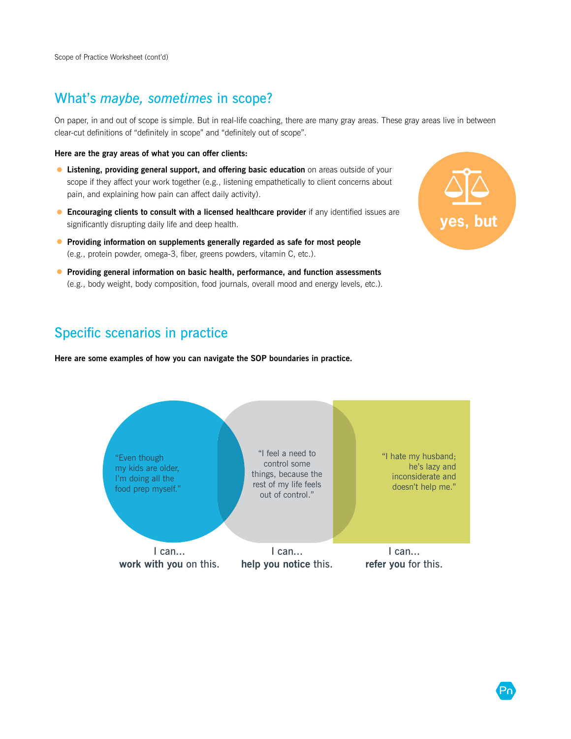## What's *maybe, sometimes* in scope?

On paper, in and out of scope is simple. But in real-life coaching, there are many gray areas. These gray areas live in between clear-cut definitions of "definitely in scope" and "definitely out of scope".

**Here are the gray areas of what you can offer clients:**

- **Listening, providing general support, and offering basic education** on areas outside of your scope if they affect your work together (e.g., listening empathetically to client concerns about pain, and explaining how pain can affect daily activity).
- **Encouraging clients to consult with a licensed healthcare provider** if any identified issues are significantly disrupting daily life and deep health.
- **Providing information on supplements generally regarded as safe for most people** (e.g., protein powder, omega-3, fiber, greens powders, vitamin C, etc.).
- **Providing general information on basic health, performance, and function assessments** (e.g., body weight, body composition, food journals, overall mood and energy levels, etc.).

yes, but

## Specific scenarios in practice

**Here are some examples of how you can navigate the SOP boundaries in practice.**

"Even though my kids are older, I'm doing all the food prep myself."

I can... **work with you** on this.

"I feel a need to control some things, because the rest of my life feels out of control."

I can... **help you notice** this.

"I hate my husband; he's lazy and inconsiderate and doesn't help me."

I can... **refer you** for this.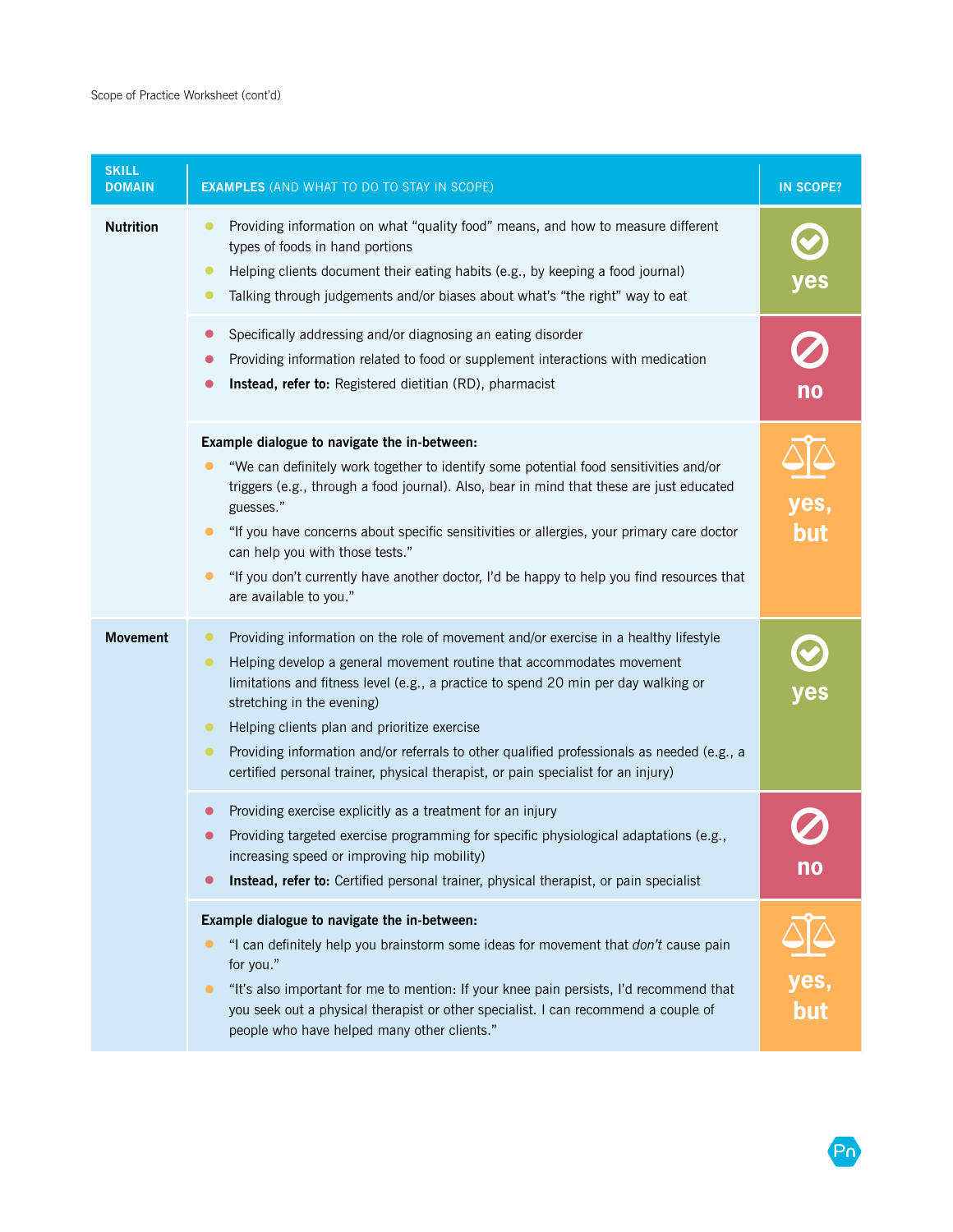Scope of Practice Worksheet (cont'd)

| SKILL DOMAIN | EXAMPLES (AND WHAT TO DO TO STAY IN SCOPE) | IN SCOPE? |
| --- | --- | --- |
| **Nutrition** | • Providing information on what "quality food" means, and how to measure different types of foods in hand portions<br>• Helping clients document their eating habits (e.g., by keeping a food journal)<br>• Talking through judgements and/or biases about what's "the right" way to eat | yes |
| | • Specifically addressing and/or diagnosing an eating disorder<br>• Providing information related to food or supplement interactions with medication<br>• **Instead, refer to:** Registered dietitian (RD), pharmacist | no |
| | **Example dialogue to navigate the in-between:**<br>• "We can definitely work together to identify some potential food sensitivities and/or triggers (e.g., through a food journal). Also, bear in mind that these are just educated guesses."<br>• "If you have concerns about specific sensitivities or allergies, your primary care doctor can help you with those tests."<br>• "If you don't currently have another doctor, I'd be happy to help you find resources that are available to you." | yes, but |
| **Movement** | • Providing information on the role of movement and/or exercise in a healthy lifestyle<br>• Helping develop a general movement routine that accommodates movement limitations and fitness level (e.g., a practice to spend 20 min per day walking or stretching in the evening)<br>• Helping clients plan and prioritize exercise<br>• Providing information and/or referrals to other qualified professionals as needed (e.g., a certified personal trainer, physical therapist, or pain specialist for an injury) | yes |
| | • Providing exercise explicitly as a treatment for an injury<br>• Providing targeted exercise programming for specific physiological adaptations (e.g., increasing speed or improving hip mobility)<br>• **Instead, refer to:** Certified personal trainer, physical therapist, or pain specialist | no |
| | **Example dialogue to navigate the in-between:**<br>• "I can definitely help you brainstorm some ideas for movement that *don't* cause pain for you."<br>• "It's also important for me to mention: If your knee pain persists, I'd recommend that you seek out a physical therapist or other specialist. I can recommend a couple of people who have helped many other clients." | yes, but |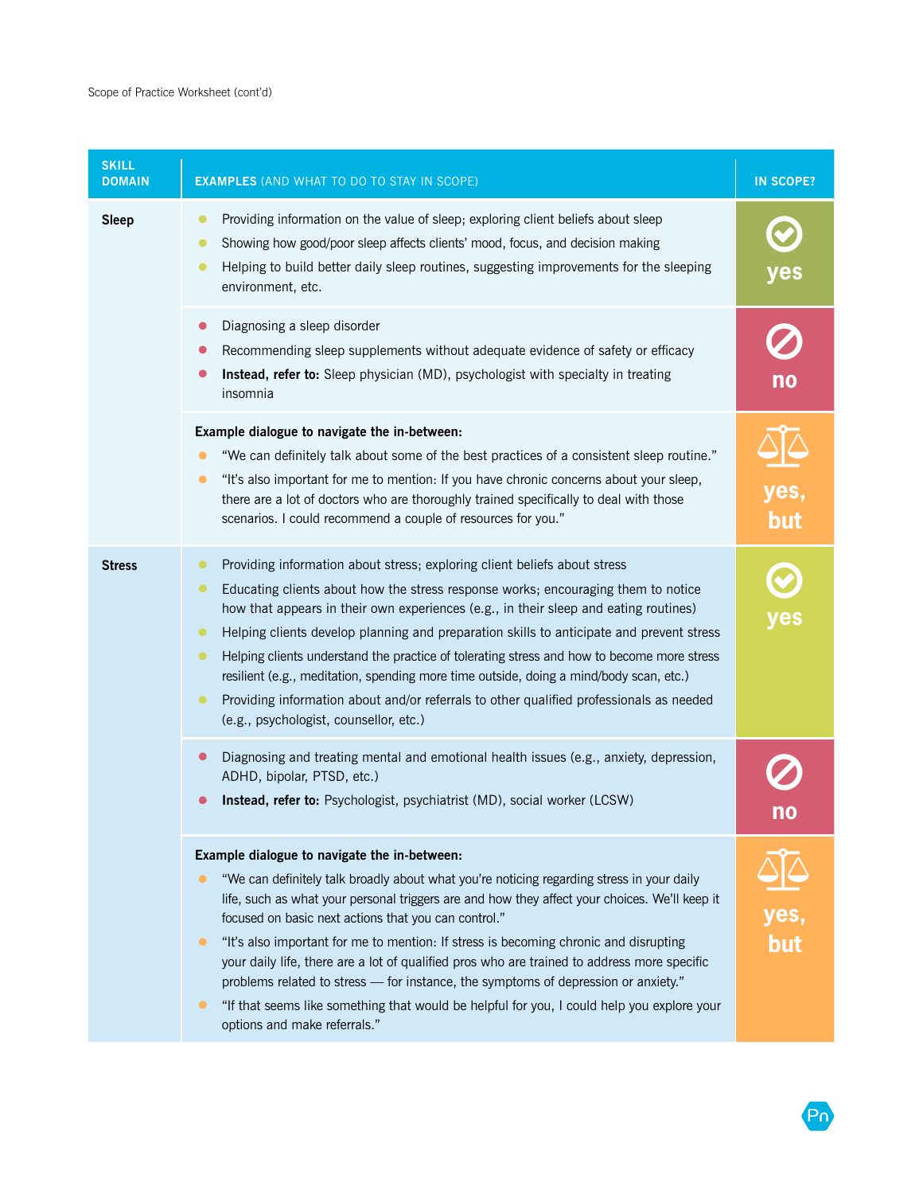Scope of Practice Worksheet (cont'd)

| SKILL DOMAIN | EXAMPLES (AND WHAT TO DO TO STAY IN SCOPE) | IN SCOPE? |
|---|---|---|
| **Sleep** | • Providing information on the value of sleep; exploring client beliefs about sleep<br>• Showing how good/poor sleep affects clients' mood, focus, and decision making<br>• Helping to build better daily sleep routines, suggesting improvements for the sleeping environment, etc. | yes |
| | • Diagnosing a sleep disorder<br>• Recommending sleep supplements without adequate evidence of safety or efficacy<br>• **Instead, refer to:** Sleep physician (MD), psychologist with specialty in treating insomnia | no |
| | **Example dialogue to navigate the in-between:**<br>• "We can definitely talk about some of the best practices of a consistent sleep routine."<br>• "It's also important for me to mention: If you have chronic concerns about your sleep, there are a lot of doctors who are thoroughly trained specifically to deal with those scenarios. I could recommend a couple of resources for you." | yes, but |
| **Stress** | • Providing information about stress; exploring client beliefs about stress<br>• Educating clients about how the stress response works; encouraging them to notice how that appears in their own experiences (e.g., in their sleep and eating routines)<br>• Helping clients develop planning and preparation skills to anticipate and prevent stress<br>• Helping clients understand the practice of tolerating stress and how to become more stress resilient (e.g., meditation, spending more time outside, doing a mind/body scan, etc.)<br>• Providing information about and/or referrals to other qualified professionals as needed (e.g., psychologist, counsellor, etc.) | yes |
| | • Diagnosing and treating mental and emotional health issues (e.g., anxiety, depression, ADHD, bipolar, PTSD, etc.)<br>• **Instead, refer to:** Psychologist, psychiatrist (MD), social worker (LCSW) | no |
| | **Example dialogue to navigate the in-between:**<br>• "We can definitely talk broadly about what you're noticing regarding stress in your daily life, such as what your personal triggers are and how they affect your choices. We'll keep it focused on basic next actions that you can control."<br>• "It's also important for me to mention: If stress is becoming chronic and disrupting your daily life, there are a lot of qualified pros who are trained to address more specific problems related to stress — for instance, the symptoms of depression or anxiety."<br>• "If that seems like something that would be helpful for you, I could help you explore your options and make referrals." | yes, but |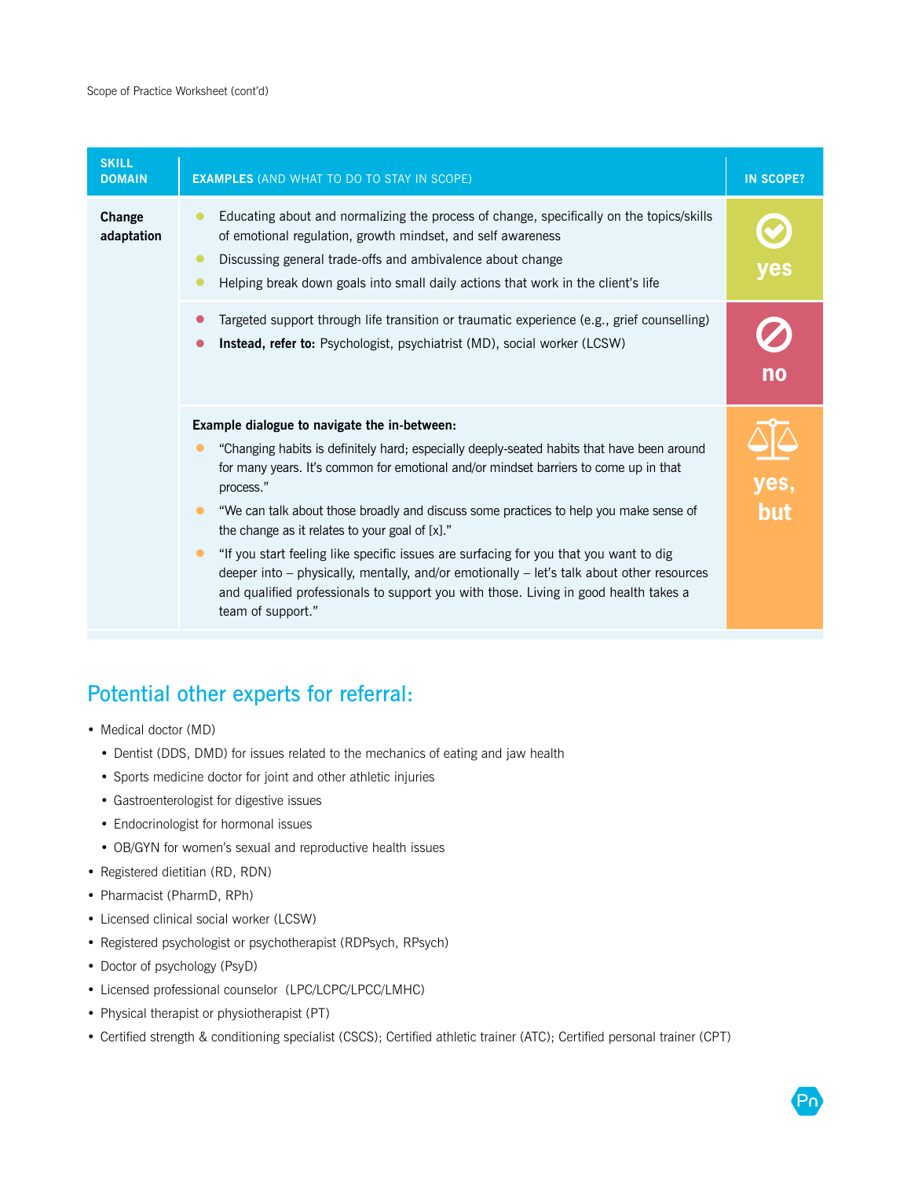Scope of Practice Worksheet (cont'd)

| SKILL DOMAIN | EXAMPLES (AND WHAT TO DO TO STAY IN SCOPE) | IN SCOPE? |
|---|---|---|
| **Change adaptation** | • Educating about and normalizing the process of change, specifically on the topics/skills of emotional regulation, growth mindset, and self awareness<br>• Discussing general trade-offs and ambivalence about change<br>• Helping break down goals into small daily actions that work in the client's life | yes |
| | • Targeted support through life transition or traumatic experience (e.g., grief counselling)<br>• **Instead, refer to:** Psychologist, psychiatrist (MD), social worker (LCSW) | no |
| | **Example dialogue to navigate the in-between:**<br>• "Changing habits is definitely hard; especially deeply-seated habits that have been around for many years. It's common for emotional and/or mindset barriers to come up in that process."<br>• "We can talk about those broadly and discuss some practices to help you make sense of the change as it relates to your goal of [x]."<br>• "If you start feeling like specific issues are surfacing for you that you want to dig deeper into – physically, mentally, and/or emotionally – let's talk about other resources and qualified professionals to support you with those. Living in good health takes a team of support." | yes, but |

## Potential other experts for referral:

- Medical doctor (MD)
  - Dentist (DDS, DMD) for issues related to the mechanics of eating and jaw health
  - Sports medicine doctor for joint and other athletic injuries
  - Gastroenterologist for digestive issues
  - Endocrinologist for hormonal issues
  - OB/GYN for women's sexual and reproductive health issues
- Registered dietitian (RD, RDN)
- Pharmacist (PharmD, RPh)
- Licensed clinical social worker (LCSW)
- Registered psychologist or psychotherapist (RDPsych, RPsych)
- Doctor of psychology (PsyD)
- Licensed professional counselor (LPC/LCPC/LPCC/LMHC)
- Physical therapist or physiotherapist (PT)
- Certified strength & conditioning specialist (CSCS); Certified athletic trainer (ATC); Certified personal trainer (CPT)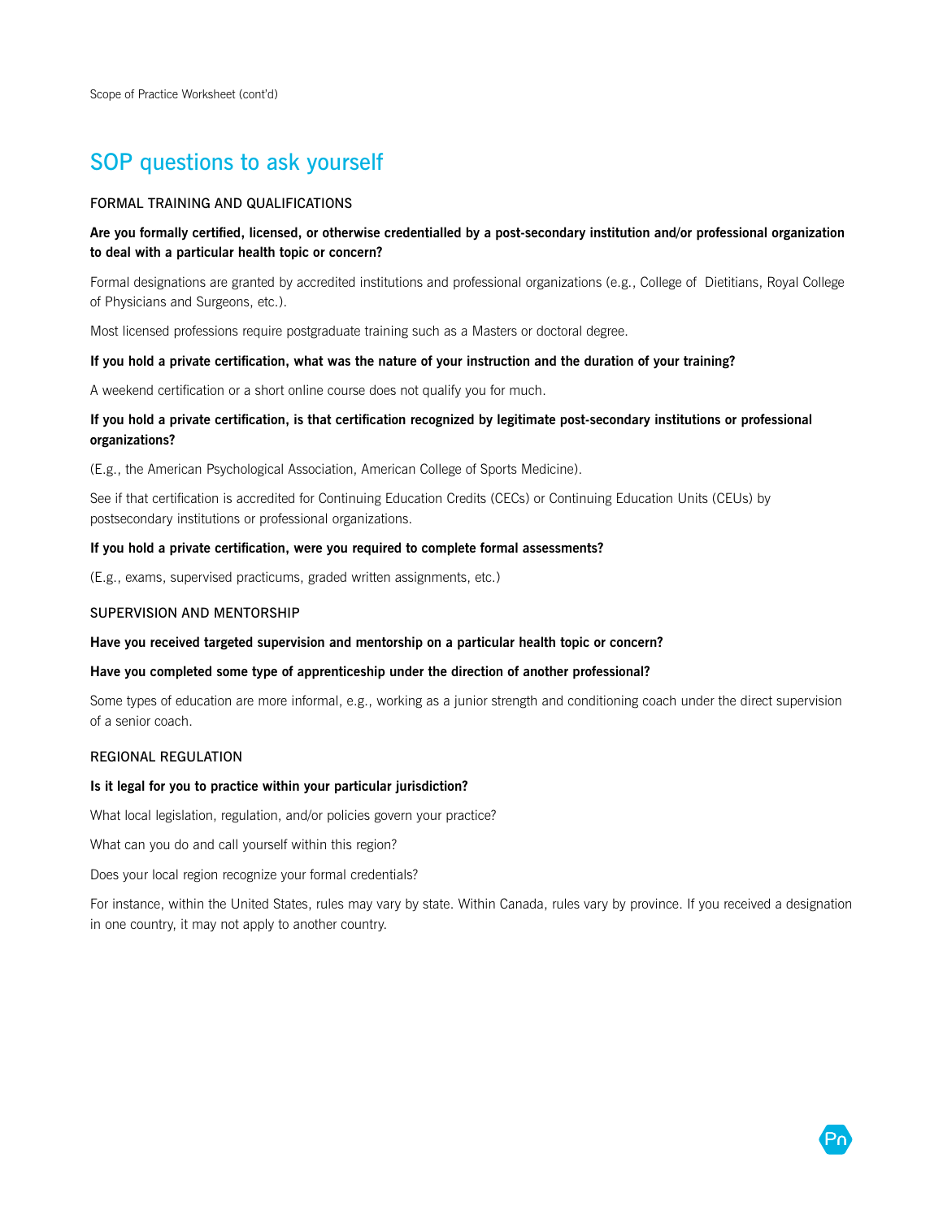## SOP questions to ask yourself

### FORMAL TRAINING AND QUALIFICATIONS

**Are you formally certified, licensed, or otherwise credentialled by a post-secondary institution and/or professional organization to deal with a particular health topic or concern?**

Formal designations are granted by accredited institutions and professional organizations (e.g., College of Dietitians, Royal College of Physicians and Surgeons, etc.).

Most licensed professions require postgraduate training such as a Masters or doctoral degree.

**If you hold a private certification, what was the nature of your instruction and the duration of your training?**

A weekend certification or a short online course does not qualify you for much.

**If you hold a private certification, is that certification recognized by legitimate post-secondary institutions or professional organizations?**

(E.g., the American Psychological Association, American College of Sports Medicine).

See if that certification is accredited for Continuing Education Credits (CECs) or Continuing Education Units (CEUs) by postsecondary institutions or professional organizations.

**If you hold a private certification, were you required to complete formal assessments?**

(E.g., exams, supervised practicums, graded written assignments, etc.)

### SUPERVISION AND MENTORSHIP

**Have you received targeted supervision and mentorship on a particular health topic or concern?**

**Have you completed some type of apprenticeship under the direction of another professional?**

Some types of education are more informal, e.g., working as a junior strength and conditioning coach under the direct supervision of a senior coach.

### REGIONAL REGULATION

**Is it legal for you to practice within your particular jurisdiction?**

What local legislation, regulation, and/or policies govern your practice?

What can you do and call yourself within this region?

Does your local region recognize your formal credentials?

For instance, within the United States, rules may vary by state. Within Canada, rules vary by province. If you received a designation in one country, it may not apply to another country.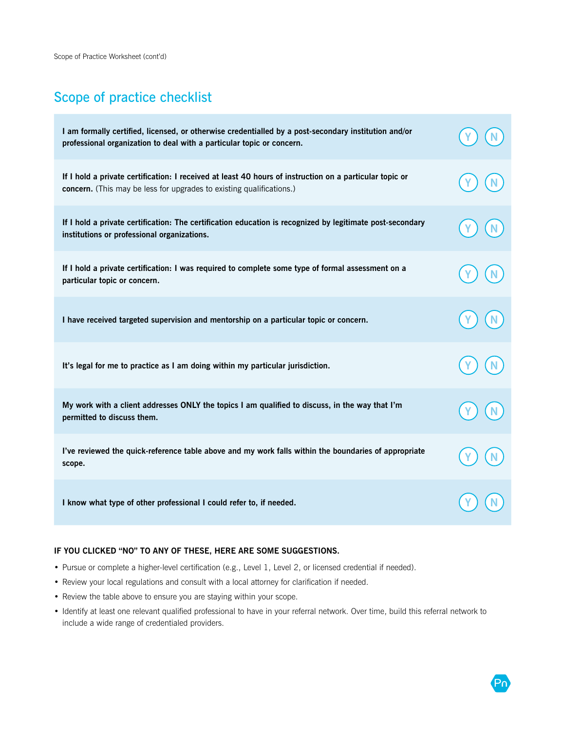## Scope of practice checklist

| | | |
|---|---|---|
| **I am formally certified, licensed, or otherwise credentialled by a post-secondary institution and/or professional organization to deal with a particular topic or concern.** | Y | N |
| **If I hold a private certification: I received at least 40 hours of instruction on a particular topic or concern.** (This may be less for upgrades to existing qualifications.) | Y | N |
| **If I hold a private certification: The certification education is recognized by legitimate post-secondary institutions or professional organizations.** | Y | N |
| **If I hold a private certification: I was required to complete some type of formal assessment on a particular topic or concern.** | Y | N |
| **I have received targeted supervision and mentorship on a particular topic or concern.** | Y | N |
| **It's legal for me to practice as I am doing within my particular jurisdiction.** | Y | N |
| **My work with a client addresses ONLY the topics I am qualified to discuss, in the way that I'm permitted to discuss them.** | Y | N |
| **I've reviewed the quick-reference table above and my work falls within the boundaries of appropriate scope.** | Y | N |
| **I know what type of other professional I could refer to, if needed.** | Y | N |

**IF YOU CLICKED "NO" TO ANY OF THESE, HERE ARE SOME SUGGESTIONS.**

- Pursue or complete a higher-level certification (e.g., Level 1, Level 2, or licensed credential if needed).
- Review your local regulations and consult with a local attorney for clarification if needed.
- Review the table above to ensure you are staying within your scope.
- Identify at least one relevant qualified professional to have in your referral network. Over time, build this referral network to include a wide range of credentialed providers.